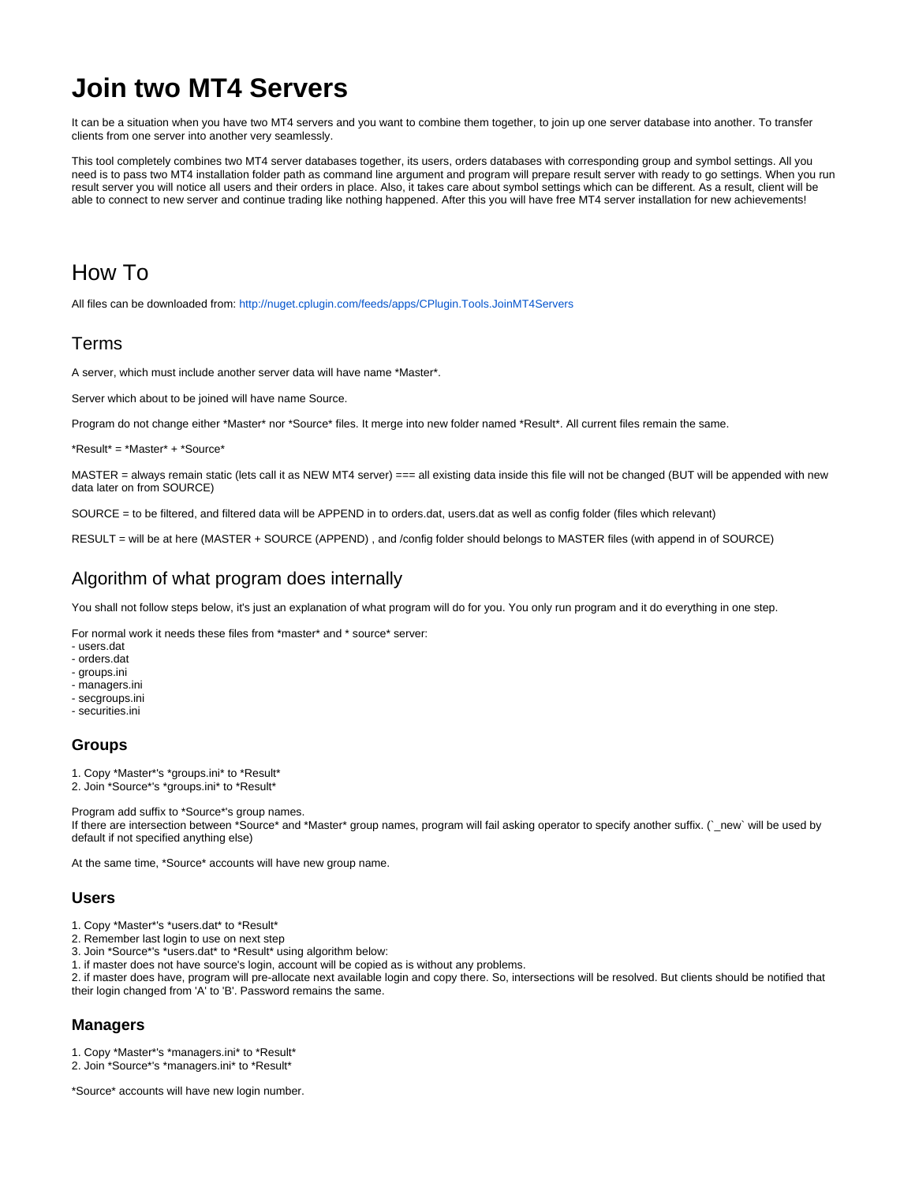# Join two MT4 Servers

It can be a situation when you have two MT4 servers and you want to combine them together, to join up one server database into another. To transfer clients from one server into another very seamlessly.

This tool completely combines two MT4 server databases together, its users, orders databases with corresponding group and symbol settings. All you need is to pass two MT4 installation folder path as command line argument and program will prepare result server with ready to go settings. When you run result server you will notice all users and their orders in place. Also, it takes care about symbol settings which can be different. As a result, client will be able to connect to new server and continue trading like nothing happened. After this you will have free MT4 server installation for new achievements!

## How To

All files can be downloaded from: http://nuget.cplugin.com/feeds/apps/CPlugin.Tools.JoinMT4Servers

### Terms

A server, which must include another server data will have name *Master*.

Server which about to be joined will have name Source.

Program do not change either *Master* nor *Source* files. It merge into new folder named *Result*. All current files remain the same.

*Result* = *Master* + *Source*

MASTER = always remain static (lets call it as NEW MT4 server) === all existing data inside this file will not be changed (BUT will be appended with new data later on from SOURCE)

SOURCE = to be filtered, and filtered data will be APPEND in to orders.dat, users.dat as well as config folder (files which relevant)

RESULT = will be at here (MASTER + SOURCE (APPEND) , and /config folder should belongs to MASTER files (with append in of SOURCE)

### Algorithm of what program does internally

You shall not follow steps below, it's just an explanation of what program will do for you. You only run program and it do everything in one step.

For normal work it needs these files from *master* and * source* server:
- users.dat
- orders.dat
- groups.ini
- managers.ini
- secgroups.ini
- securities.ini

#### Groups

1. Copy *Master*'s *groups.ini* to *Result*
2. Join *Source*'s *groups.ini* to *Result*

Program add suffix to *Source*'s group names.
If there are intersection between *Source* and *Master* group names, program will fail asking operator to specify another suffix. (`_new` will be used by default if not specified anything else)

At the same time, *Source* accounts will have new group name.

#### Users

1. Copy *Master*'s *users.dat* to *Result*
2. Remember last login to use on next step
3. Join *Source*'s *users.dat* to *Result* using algorithm below:
1. if master does not have source's login, account will be copied as is without any problems.
2. if master does have, program will pre-allocate next available login and copy there. So, intersections will be resolved. But clients should be notified that their login changed from 'A' to 'B'. Password remains the same.

#### Managers

1. Copy *Master*'s *managers.ini* to *Result*
2. Join *Source*'s *managers.ini* to *Result*

*Source* accounts will have new login number.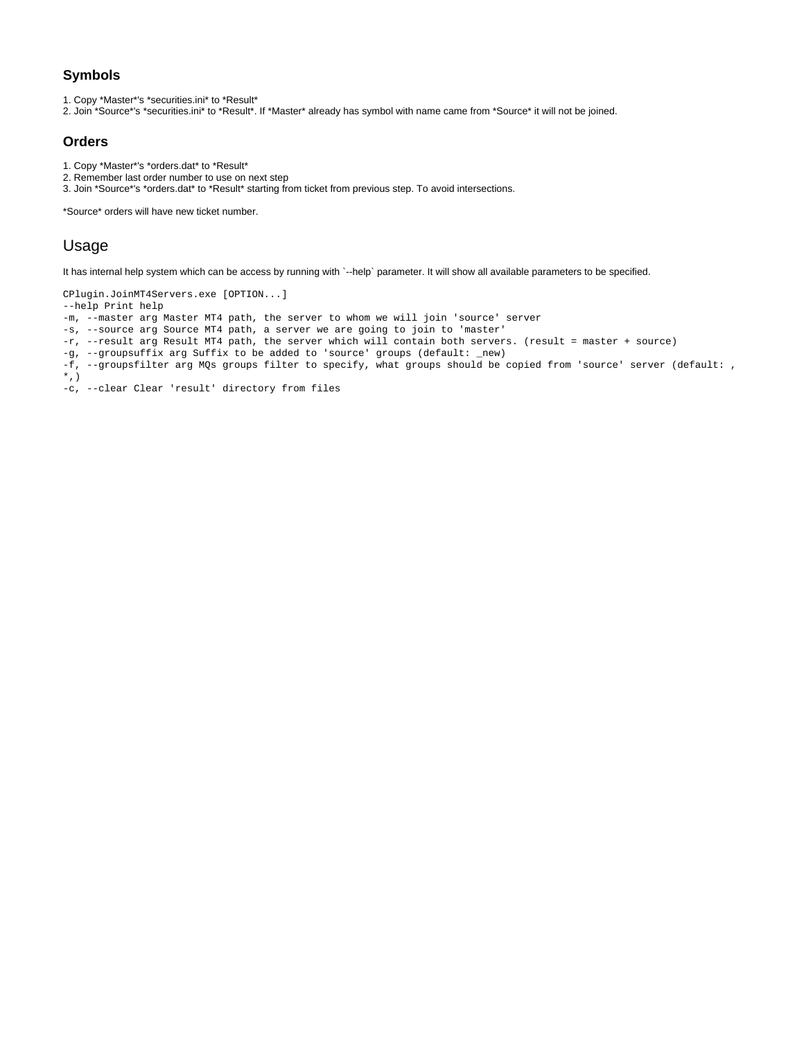### Symbols

1. Copy *Master*'s *securities.ini* to *Result*
2. Join *Source*'s *securities.ini* to *Result*. If *Master* already has symbol with name came from *Source* it will not be joined.

### Orders

1. Copy *Master*'s *orders.dat* to *Result*
2. Remember last order number to use on next step
3. Join *Source*'s *orders.dat* to *Result* starting from ticket from previous step. To avoid intersections.

*Source* orders will have new ticket number.

## Usage

It has internal help system which can be access by running with `--help` parameter. It will show all available parameters to be specified.

```
CPlugin.JoinMT4Servers.exe [OPTION...]
--help Print help
-m, --master arg Master MT4 path, the server to whom we will join 'source' server
-s, --source arg Source MT4 path, a server we are going to join to 'master'
-r, --result arg Result MT4 path, the server which will contain both servers. (result = master + source)
-g, --groupsuffix arg Suffix to be added to 'source' groups (default: _new)
-f, --groupsfilter arg MQs groups filter to specify, what groups should be copied from 'source' server (default: ,
*,)
-c, --clear Clear 'result' directory from files
```